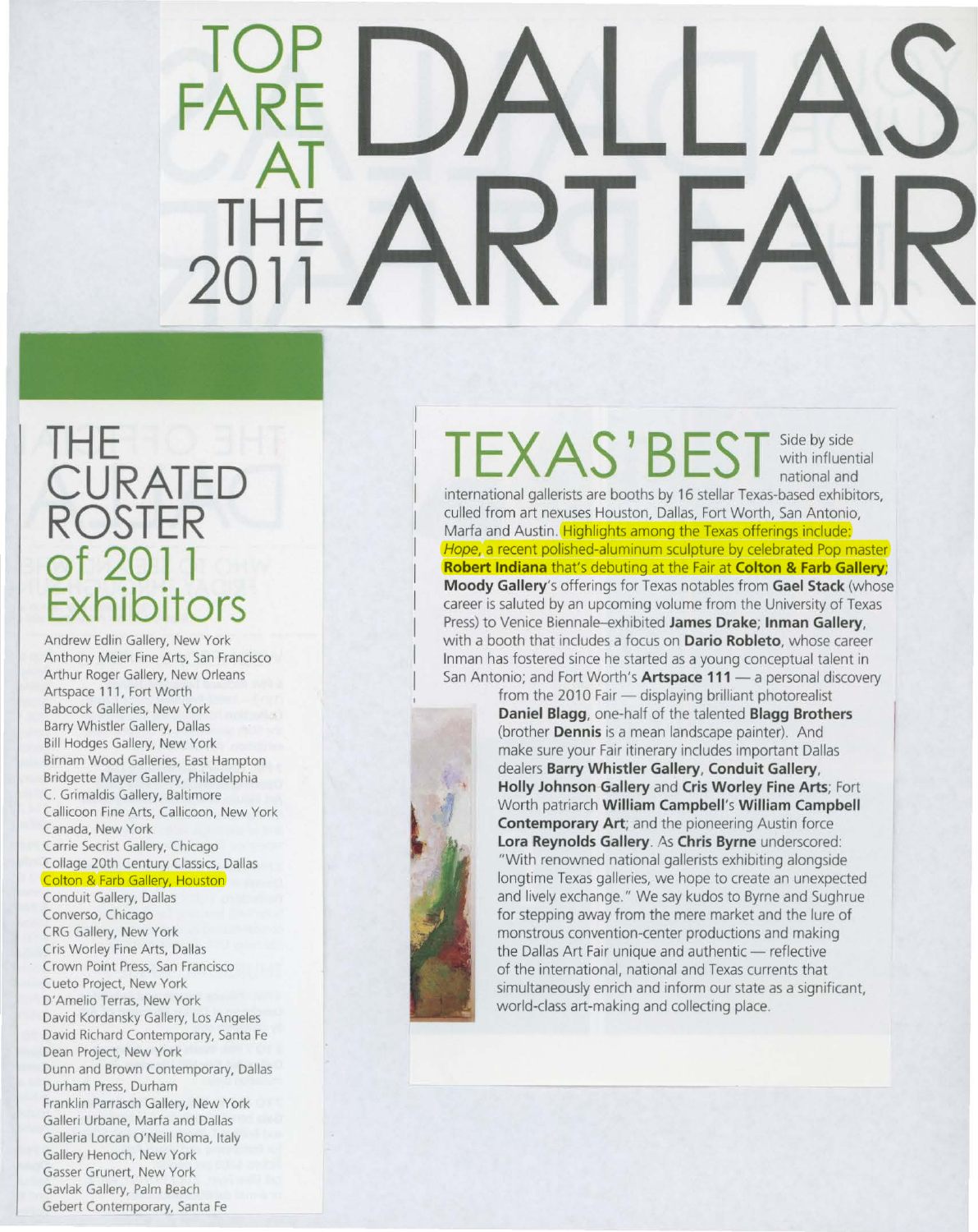# TOP FARE AT THE 2011 DALLAS ART FAIR

## THE CURATED ROSTER of 2011 Exhibitors

Andrew Edlin Gallery, New York
Anthony Meier Fine Arts, San Francisco
Arthur Roger Gallery, New Orleans
Artspace 111, Fort Worth
Babcock Galleries, New York
Barry Whistler Gallery, Dallas
Bill Hodges Gallery, New York
Birnam Wood Galleries, East Hampton
Bridgette Mayer Gallery, Philadelphia
C. Grimaldis Gallery, Baltimore
Callicoon Fine Arts, Callicoon, New York
Canada, New York
Carrie Secrist Gallery, Chicago
Collage 20th Century Classics, Dallas
Colton & Farb Gallery, Houston
Conduit Gallery, Dallas
Converso, Chicago
CRG Gallery, New York
Cris Worley Fine Arts, Dallas
Crown Point Press, San Francisco
Cueto Project, New York
D'Amelio Terras, New York
David Kordansky Gallery, Los Angeles
David Richard Contemporary, Santa Fe
Dean Project, New York
Dunn and Brown Contemporary, Dallas
Durham Press, Durham
Franklin Parrasch Gallery, New York
Galleri Urbane, Marfa and Dallas
Galleria Lorcan O'Neill Roma, Italy
Gallery Henoch, New York
Gasser Grunert, New York
Gavlak Gallery, Palm Beach
Gebert Contemporary, Santa Fe

## TEXAS'BEST

Side by side with influential national and international gallerists are booths by 16 stellar Texas-based exhibitors, culled from art nexuses Houston, Dallas, Fort Worth, San Antonio, Marfa and Austin. Highlights among the Texas offerings include: *Hope*, a recent polished-aluminum sculpture by celebrated Pop master **Robert Indiana** that's debuting at the Fair at **Colton & Farb Gallery**; **Moody Gallery**'s offerings for Texas notables from **Gael Stack** (whose career is saluted by an upcoming volume from the University of Texas Press) to Venice Biennale–exhibited **James Drake**; **Inman Gallery**, with a booth that includes a focus on **Dario Robleto**, whose career Inman has fostered since he started as a young conceptual talent in San Antonio; and Fort Worth's **Artspace 111** — a personal discovery from the 2010 Fair — displaying brilliant photorealist **Daniel Blagg**, one-half of the talented **Blagg Brothers** (brother **Dennis** is a mean landscape painter). And make sure your Fair itinerary includes important Dallas dealers **Barry Whistler Gallery**, **Conduit Gallery**, **Holly Johnson Gallery** and **Cris Worley Fine Arts**; Fort Worth patriarch **William Campbell**'s **William Campbell Contemporary Art**; and the pioneering Austin force **Lora Reynolds Gallery**. As **Chris Byrne** underscored: "With renowned national gallerists exhibiting alongside longtime Texas galleries, we hope to create an unexpected and lively exchange." We say kudos to Byrne and Sughrue for stepping away from the mere market and the lure of monstrous convention-center productions and making the Dallas Art Fair unique and authentic — reflective of the international, national and Texas currents that simultaneously enrich and inform our state as a significant, world-class art-making and collecting place.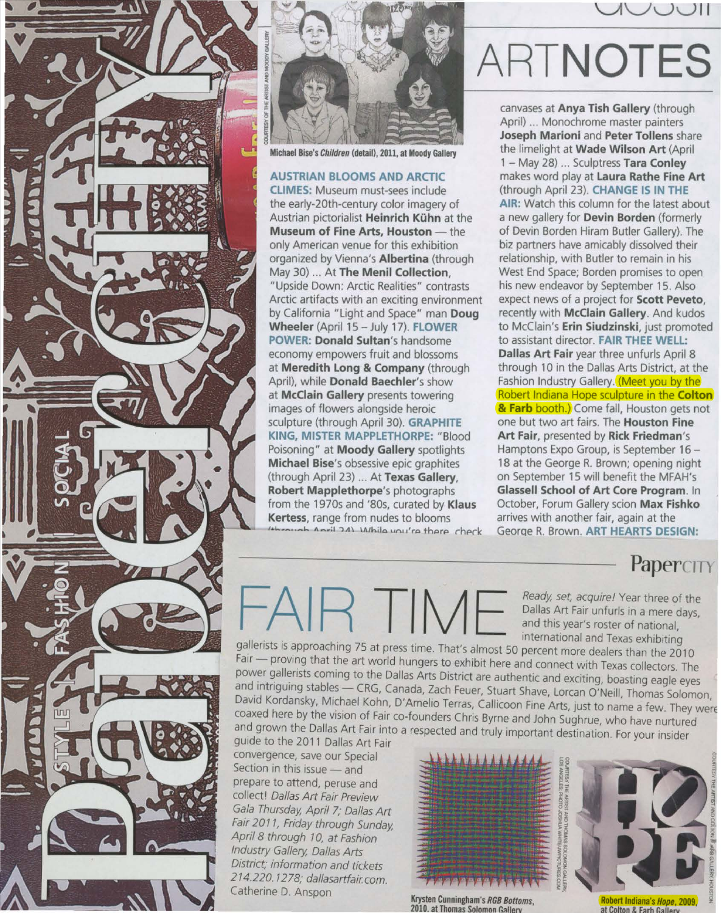# ARTNOTES

Michael Bise's *Children* (detail), 2011, at Moody Gallery

**AUSTRIAN BLOOMS AND ARCTIC CLIMES:** Museum must-sees include the early-20th-century color imagery of Austrian pictorialist **Heinrich Kühn** at the **Museum of Fine Arts, Houston** — the only American venue for this exhibition organized by Vienna's **Albertina** (through May 30) ... At **The Menil Collection**, "Upside Down: Arctic Realities" contrasts Arctic artifacts with an exciting environment by California "Light and Space" man **Doug Wheeler** (April 15 – July 17). **FLOWER POWER: Donald Sultan**'s handsome economy empowers fruit and blossoms at **Meredith Long & Company** (through April), while **Donald Baechler**'s show at **McClain Gallery** presents towering images of flowers alongside heroic sculpture (through April 30). **GRAPHITE KING, MISTER MAPPLETHORPE:** "Blood Poisoning" at **Moody Gallery** spotlights **Michael Bise**'s obsessive epic graphites (through April 23) ... At **Texas Gallery**, **Robert Mapplethorpe**'s photographs from the 1970s and '80s, curated by **Klaus Kertess**, range from nudes to blooms (through April 24). While you're there, check

canvases at **Anya Tish Gallery** (through April) ... Monochrome master painters **Joseph Marioni** and **Peter Tollens** share the limelight at **Wade Wilson Art** (April 1 – May 28) ... Sculptress **Tara Conley** makes word play at **Laura Rathe Fine Art** (through April 23). **CHANGE IS IN THE AIR:** Watch this column for the latest about a new gallery for **Devin Borden** (formerly of Devin Borden Hiram Butler Gallery). The biz partners have amicably dissolved their relationship, with Butler to remain in his West End Space; Borden promises to open his new endeavor by September 15. Also expect news of a project for **Scott Peveto**, recently with **McClain Gallery**. And kudos to McClain's **Erin Siudzinski**, just promoted to assistant director. **FAIR THEE WELL: Dallas Art Fair** year three unfurls April 8 through 10 in the Dallas Arts District, at the Fashion Industry Gallery. (Meet you by the Robert Indiana Hope sculpture in the **Colton & Farb** booth.) Come fall, Houston gets not one but two art fairs. The **Houston Fine Art Fair**, presented by **Rick Friedman**'s Hamptons Expo Group, is September 16 – 18 at the George R. Brown; opening night on September 15 will benefit the MFAH's **Glassell School of Art Core Program**. In October, Forum Gallery scion **Max Fishko** arrives with another fair, again at the George R. Brown. **ART HEARTS DESIGN:**

## FAIR TIME

*Ready, set, acquire!* Year three of the Dallas Art Fair unfurls in a mere days, and this year's roster of national, international and Texas exhibiting gallerists is approaching 75 at press time. That's almost 50 percent more dealers than the 2010 Fair — proving that the art world hungers to exhibit here and connect with Texas collectors. The power gallerists coming to the Dallas Arts District are authentic and exciting, boasting eagle eyes and intriguing stables — CRG, Canada, Zach Feuer, Stuart Shave, Lorcan O'Neill, Thomas Solomon, David Kordansky, Michael Kohn, D'Amelio Terras, Callicoon Fine Arts, just to name a few. They were coaxed here by the vision of Fair co-founders Chris Byrne and John Sughrue, who have nurtured and grown the Dallas Art Fair into a respected and truly important destination. For your insider guide to the 2011 Dallas Art Fair convergence, save our Special Section in this issue — and prepare to attend, peruse and collect! *Dallas Art Fair Preview Gala Thursday, April 7; Dallas Art Fair 2011, Friday through Sunday, April 8 through 10, at Fashion Industry Gallery, Dallas Arts District; information and tickets 214.220.1278; dallasartfair.com.* Catherine D. Anspon

Krysten Cunningham's *RGB Bottoms*, 2010, at Thomas Solomon Gallery

Robert Indiana's *Hope*, 2009, at Colton & Farb Gallery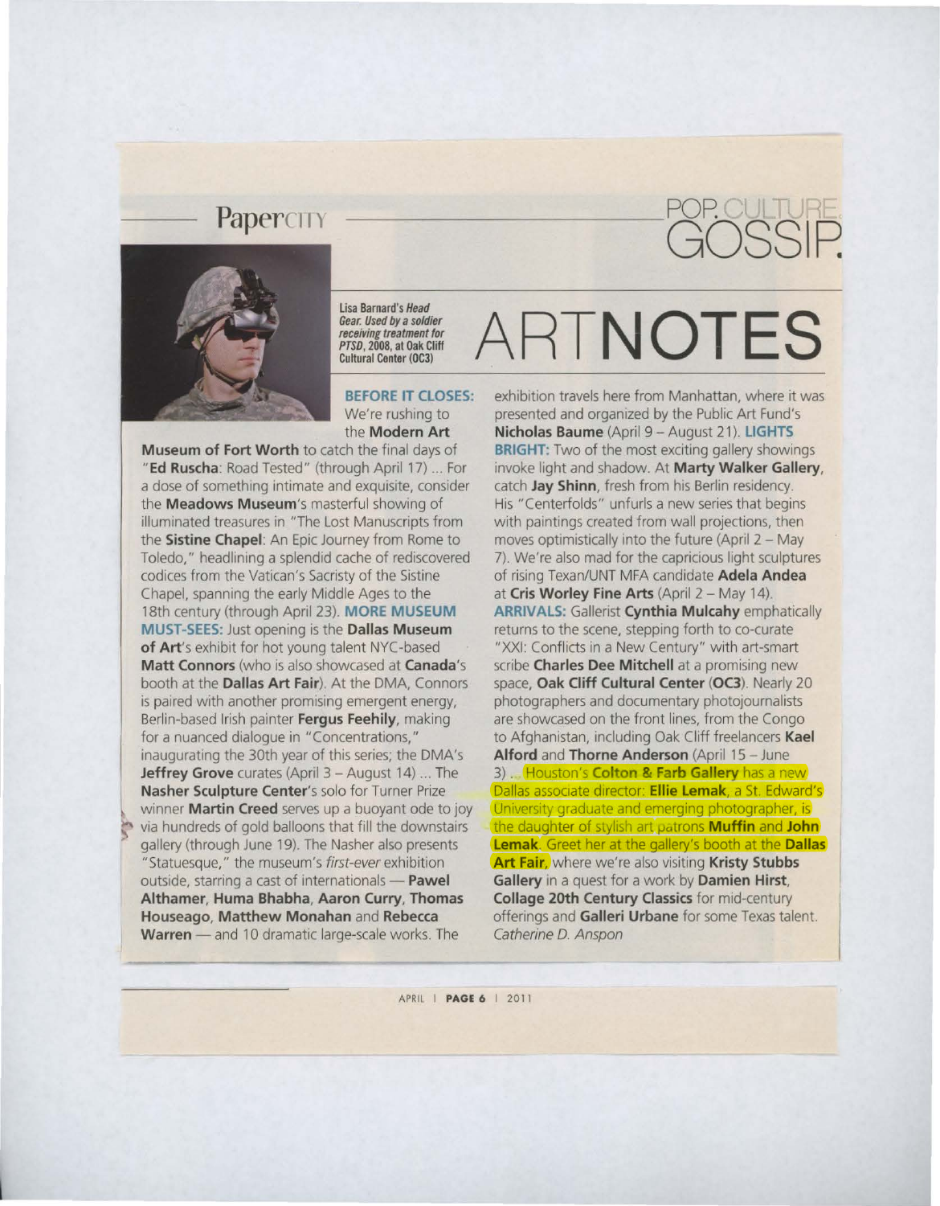Papercity

POP. CULTURE. GOSSIP.

Lisa Barnard's *Head Gear. Used by a soldier receiving treatment for PTSD*, 2008, at Oak Cliff Cultural Center (OC3)

# ARTNOTES

**BEFORE IT CLOSES:** We're rushing to the **Modern Art Museum of Fort Worth** to catch the final days of "**Ed Ruscha**: Road Tested" (through April 17) ... For a dose of something intimate and exquisite, consider the **Meadows Museum**'s masterful showing of illuminated treasures in "The Lost Manuscripts from the **Sistine Chapel**: An Epic Journey from Rome to Toledo," headlining a splendid cache of rediscovered codices from the Vatican's Sacristy of the Sistine Chapel, spanning the early Middle Ages to the 18th century (through April 23). **MORE MUSEUM MUST-SEES:** Just opening is the **Dallas Museum of Art**'s exhibit for hot young talent NYC-based **Matt Connors** (who is also showcased at **Canada**'s booth at the **Dallas Art Fair**). At the DMA, Connors is paired with another promising emergent energy, Berlin-based Irish painter **Fergus Feehily**, making for a nuanced dialogue in "Concentrations," inaugurating the 30th year of this series; the DMA's **Jeffrey Grove** curates (April 3 – August 14) ... The **Nasher Sculpture Center**'s solo for Turner Prize winner **Martin Creed** serves up a buoyant ode to joy via hundreds of gold balloons that fill the downstairs gallery (through June 19). The Nasher also presents "Statuesque," the museum's *first-ever* exhibition outside, starring a cast of internationals — **Pawel Althamer**, **Huma Bhabha**, **Aaron Curry**, **Thomas Houseago**, **Matthew Monahan** and **Rebecca Warren** — and 10 dramatic large-scale works. The exhibition travels here from Manhattan, where it was presented and organized by the Public Art Fund's **Nicholas Baume** (April 9 – August 21). **LIGHTS BRIGHT:** Two of the most exciting gallery showings invoke light and shadow. At **Marty Walker Gallery**, catch **Jay Shinn**, fresh from his Berlin residency. His "Centerfolds" unfurls a new series that begins with paintings created from wall projections, then moves optimistically into the future (April 2 – May 7). We're also mad for the capricious light sculptures of rising Texan/UNT MFA candidate **Adela Andea** at **Cris Worley Fine Arts** (April 2 – May 14). **ARRIVALS:** Gallerist **Cynthia Mulcahy** emphatically returns to the scene, stepping forth to co-curate "XXI: Conflicts in a New Century" with art-smart scribe **Charles Dee Mitchell** at a promising new space, **Oak Cliff Cultural Center** (**OC3**). Nearly 20 photographers and documentary photojournalists are showcased on the front lines, from the Congo to Afghanistan, including Oak Cliff freelancers **Kael Alford** and **Thorne Anderson** (April 15 – June 3) ... Houston's **Colton & Farb Gallery** has a new Dallas associate director: **Ellie Lemak**, a St. Edward's University graduate and emerging photographer, is the daughter of stylish art patrons **Muffin** and **John Lemak**. Greet her at the gallery's booth at the **Dallas Art Fair**, where we're also visiting **Kristy Stubbs Gallery** in a quest for a work by **Damien Hirst**, **Collage 20th Century Classics** for mid-century offerings and **Galleri Urbane** for some Texas talent.

*Catherine D. Anspon*